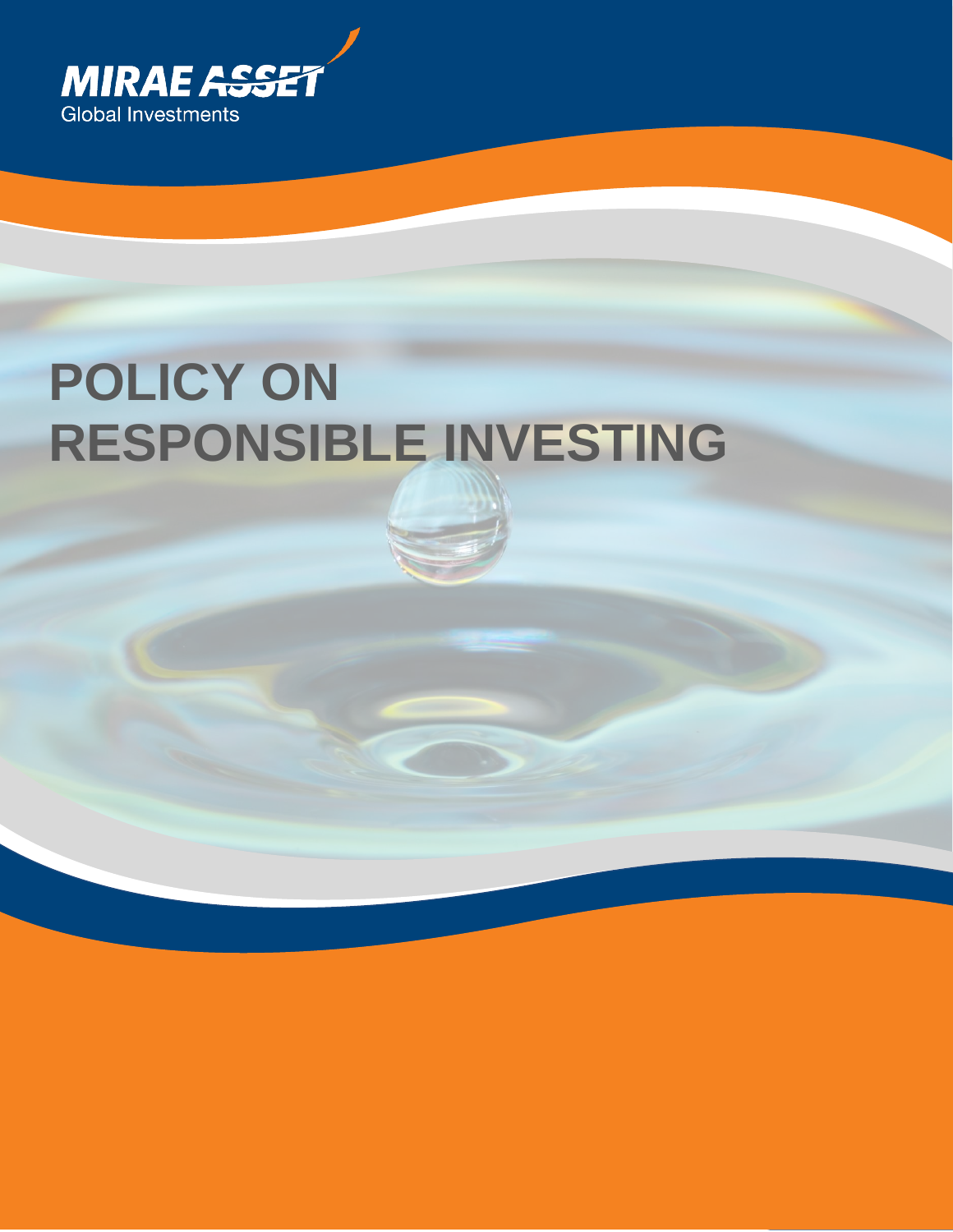MIRAE ASSET
Global Investments

# POLICY ON RESPONSIBLE INVESTING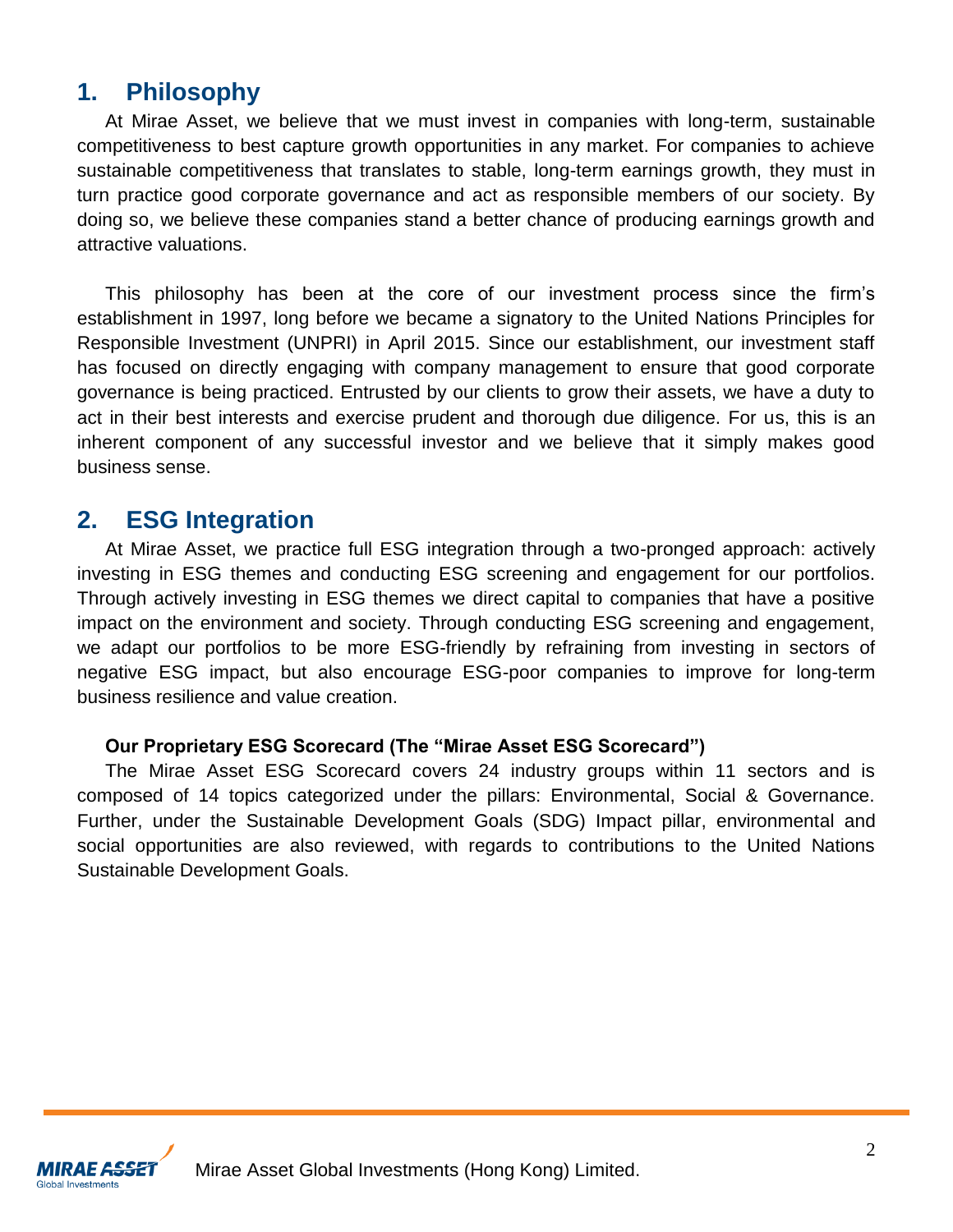## 1. Philosophy

At Mirae Asset, we believe that we must invest in companies with long-term, sustainable competitiveness to best capture growth opportunities in any market. For companies to achieve sustainable competitiveness that translates to stable, long-term earnings growth, they must in turn practice good corporate governance and act as responsible members of our society. By doing so, we believe these companies stand a better chance of producing earnings growth and attractive valuations.

This philosophy has been at the core of our investment process since the firm's establishment in 1997, long before we became a signatory to the United Nations Principles for Responsible Investment (UNPRI) in April 2015. Since our establishment, our investment staff has focused on directly engaging with company management to ensure that good corporate governance is being practiced. Entrusted by our clients to grow their assets, we have a duty to act in their best interests and exercise prudent and thorough due diligence. For us, this is an inherent component of any successful investor and we believe that it simply makes good business sense.

## 2. ESG Integration

At Mirae Asset, we practice full ESG integration through a two-pronged approach: actively investing in ESG themes and conducting ESG screening and engagement for our portfolios. Through actively investing in ESG themes we direct capital to companies that have a positive impact on the environment and society. Through conducting ESG screening and engagement, we adapt our portfolios to be more ESG-friendly by refraining from investing in sectors of negative ESG impact, but also encourage ESG-poor companies to improve for long-term business resilience and value creation.

**Our Proprietary ESG Scorecard (The "Mirae Asset ESG Scorecard")**

The Mirae Asset ESG Scorecard covers 24 industry groups within 11 sectors and is composed of 14 topics categorized under the pillars: Environmental, Social & Governance. Further, under the Sustainable Development Goals (SDG) Impact pillar, environmental and social opportunities are also reviewed, with regards to contributions to the United Nations Sustainable Development Goals.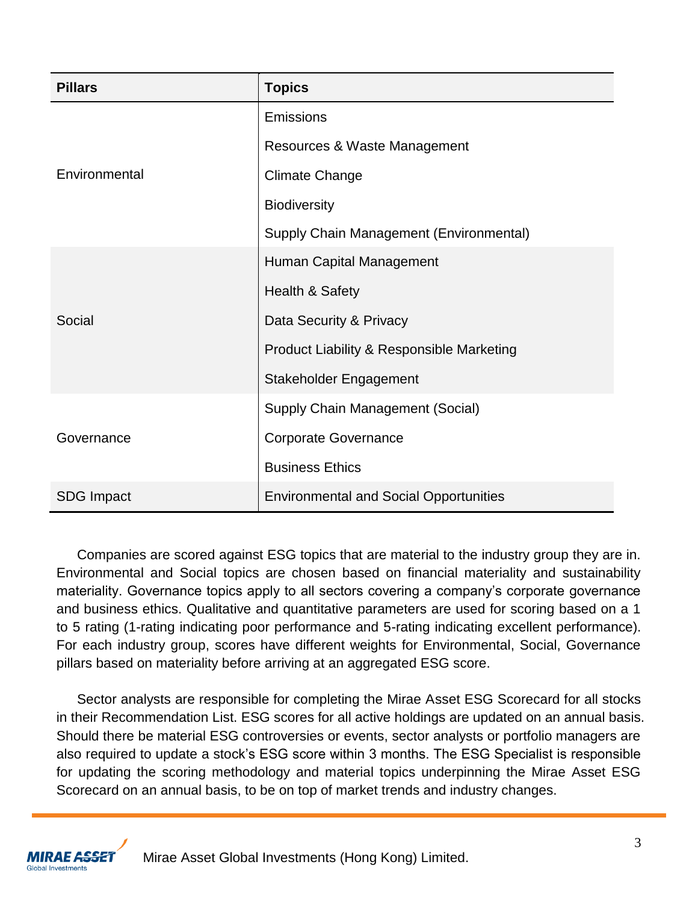| Pillars | Topics |
|---|---|
| Environmental | Emissions |
| | Resources & Waste Management |
| | Climate Change |
| | Biodiversity |
| | Supply Chain Management (Environmental) |
| Social | Human Capital Management |
| | Health & Safety |
| | Data Security & Privacy |
| | Product Liability & Responsible Marketing |
| | Stakeholder Engagement |
| Governance | Supply Chain Management (Social) |
| | Corporate Governance |
| | Business Ethics |
| SDG Impact | Environmental and Social Opportunities |

Companies are scored against ESG topics that are material to the industry group they are in. Environmental and Social topics are chosen based on financial materiality and sustainability materiality. Governance topics apply to all sectors covering a company's corporate governance and business ethics. Qualitative and quantitative parameters are used for scoring based on a 1 to 5 rating (1-rating indicating poor performance and 5-rating indicating excellent performance). For each industry group, scores have different weights for Environmental, Social, Governance pillars based on materiality before arriving at an aggregated ESG score.

Sector analysts are responsible for completing the Mirae Asset ESG Scorecard for all stocks in their Recommendation List. ESG scores for all active holdings are updated on an annual basis. Should there be material ESG controversies or events, sector analysts or portfolio managers are also required to update a stock's ESG score within 3 months. The ESG Specialist is responsible for updating the scoring methodology and material topics underpinning the Mirae Asset ESG Scorecard on an annual basis, to be on top of market trends and industry changes.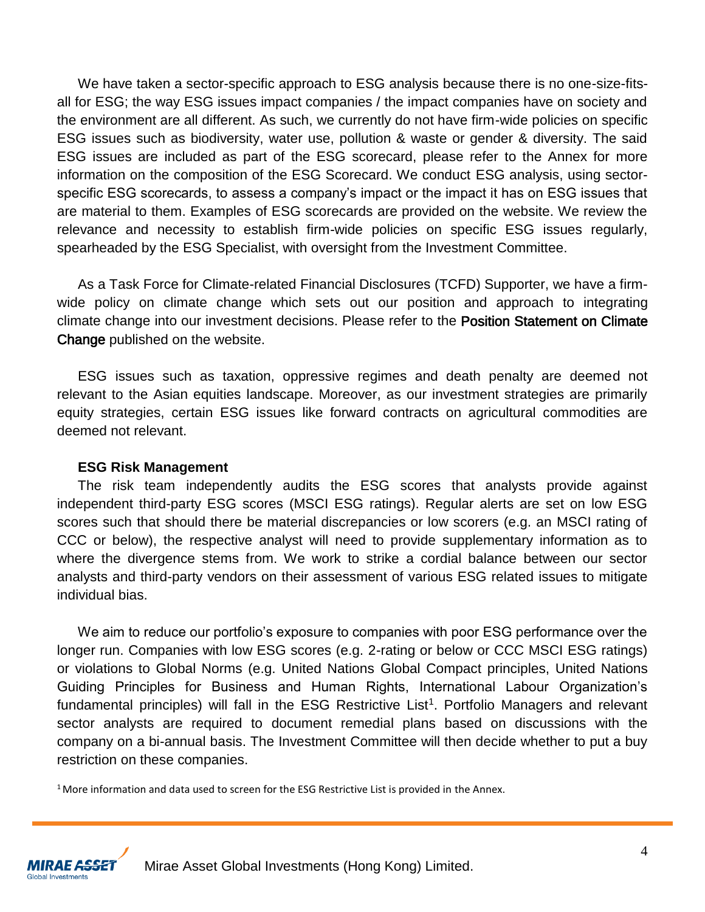We have taken a sector-specific approach to ESG analysis because there is no one-size-fits-all for ESG; the way ESG issues impact companies / the impact companies have on society and the environment are all different. As such, we currently do not have firm-wide policies on specific ESG issues such as biodiversity, water use, pollution & waste or gender & diversity. The said ESG issues are included as part of the ESG scorecard, please refer to the Annex for more information on the composition of the ESG Scorecard. We conduct ESG analysis, using sector-specific ESG scorecards, to assess a company's impact or the impact it has on ESG issues that are material to them. Examples of ESG scorecards are provided on the website. We review the relevance and necessity to establish firm-wide policies on specific ESG issues regularly, spearheaded by the ESG Specialist, with oversight from the Investment Committee.

As a Task Force for Climate-related Financial Disclosures (TCFD) Supporter, we have a firm-wide policy on climate change which sets out our position and approach to integrating climate change into our investment decisions. Please refer to the Position Statement on Climate Change published on the website.

ESG issues such as taxation, oppressive regimes and death penalty are deemed not relevant to the Asian equities landscape. Moreover, as our investment strategies are primarily equity strategies, certain ESG issues like forward contracts on agricultural commodities are deemed not relevant.

**ESG Risk Management**

The risk team independently audits the ESG scores that analysts provide against independent third-party ESG scores (MSCI ESG ratings). Regular alerts are set on low ESG scores such that should there be material discrepancies or low scorers (e.g. an MSCI rating of CCC or below), the respective analyst will need to provide supplementary information as to where the divergence stems from. We work to strike a cordial balance between our sector analysts and third-party vendors on their assessment of various ESG related issues to mitigate individual bias.

We aim to reduce our portfolio's exposure to companies with poor ESG performance over the longer run. Companies with low ESG scores (e.g. 2-rating or below or CCC MSCI ESG ratings) or violations to Global Norms (e.g. United Nations Global Compact principles, United Nations Guiding Principles for Business and Human Rights, International Labour Organization's fundamental principles) will fall in the ESG Restrictive List[1]. Portfolio Managers and relevant sector analysts are required to document remedial plans based on discussions with the company on a bi-annual basis. The Investment Committee will then decide whether to put a buy restriction on these companies.

[1] More information and data used to screen for the ESG Restrictive List is provided in the Annex.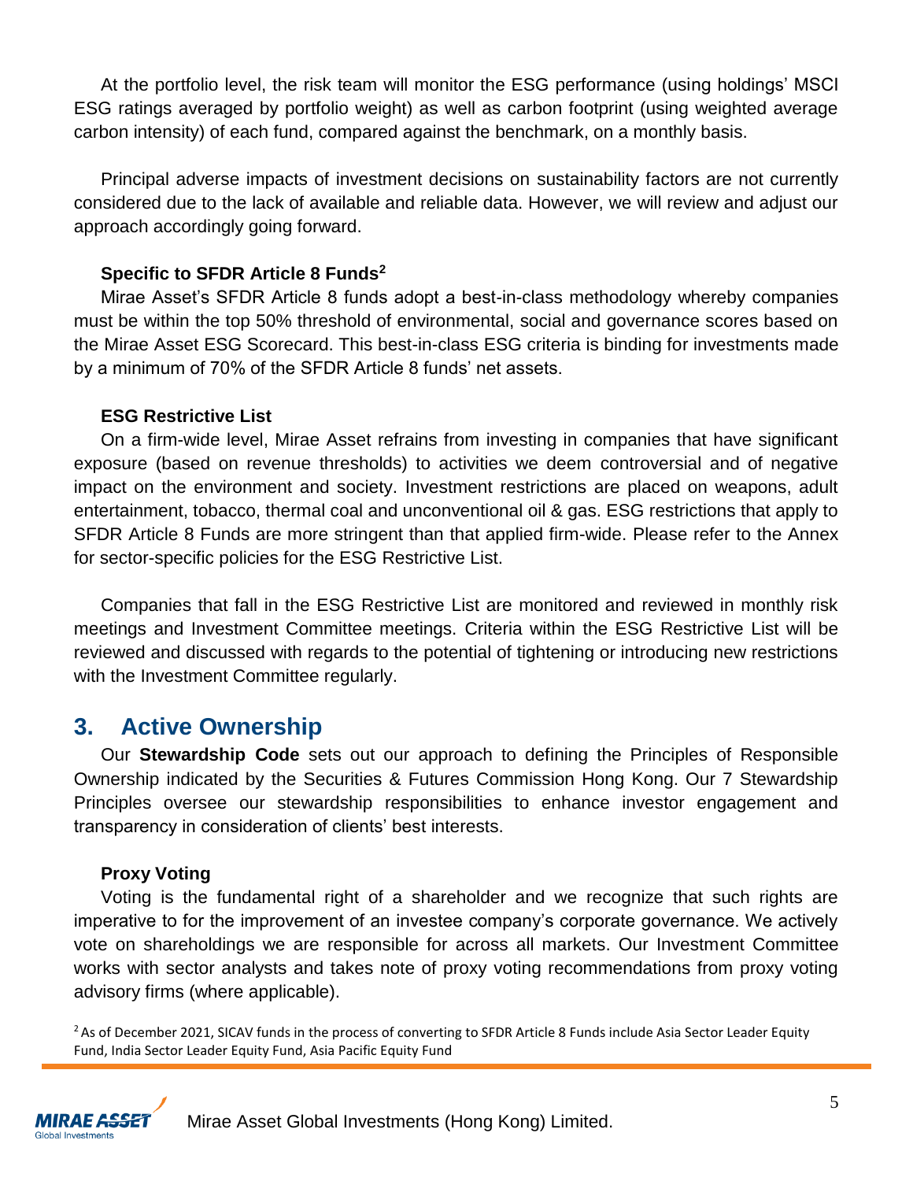At the portfolio level, the risk team will monitor the ESG performance (using holdings' MSCI ESG ratings averaged by portfolio weight) as well as carbon footprint (using weighted average carbon intensity) of each fund, compared against the benchmark, on a monthly basis.

Principal adverse impacts of investment decisions on sustainability factors are not currently considered due to the lack of available and reliable data. However, we will review and adjust our approach accordingly going forward.

**Specific to SFDR Article 8 Funds[2]**

Mirae Asset's SFDR Article 8 funds adopt a best-in-class methodology whereby companies must be within the top 50% threshold of environmental, social and governance scores based on the Mirae Asset ESG Scorecard. This best-in-class ESG criteria is binding for investments made by a minimum of 70% of the SFDR Article 8 funds' net assets.

**ESG Restrictive List**

On a firm-wide level, Mirae Asset refrains from investing in companies that have significant exposure (based on revenue thresholds) to activities we deem controversial and of negative impact on the environment and society. Investment restrictions are placed on weapons, adult entertainment, tobacco, thermal coal and unconventional oil & gas. ESG restrictions that apply to SFDR Article 8 Funds are more stringent than that applied firm-wide. Please refer to the Annex for sector-specific policies for the ESG Restrictive List.

Companies that fall in the ESG Restrictive List are monitored and reviewed in monthly risk meetings and Investment Committee meetings. Criteria within the ESG Restrictive List will be reviewed and discussed with regards to the potential of tightening or introducing new restrictions with the Investment Committee regularly.

## 3. Active Ownership

Our **Stewardship Code** sets out our approach to defining the Principles of Responsible Ownership indicated by the Securities & Futures Commission Hong Kong. Our 7 Stewardship Principles oversee our stewardship responsibilities to enhance investor engagement and transparency in consideration of clients' best interests.

**Proxy Voting**

Voting is the fundamental right of a shareholder and we recognize that such rights are imperative to for the improvement of an investee company's corporate governance. We actively vote on shareholdings we are responsible for across all markets. Our Investment Committee works with sector analysts and takes note of proxy voting recommendations from proxy voting advisory firms (where applicable).

[2] As of December 2021, SICAV funds in the process of converting to SFDR Article 8 Funds include Asia Sector Leader Equity Fund, India Sector Leader Equity Fund, Asia Pacific Equity Fund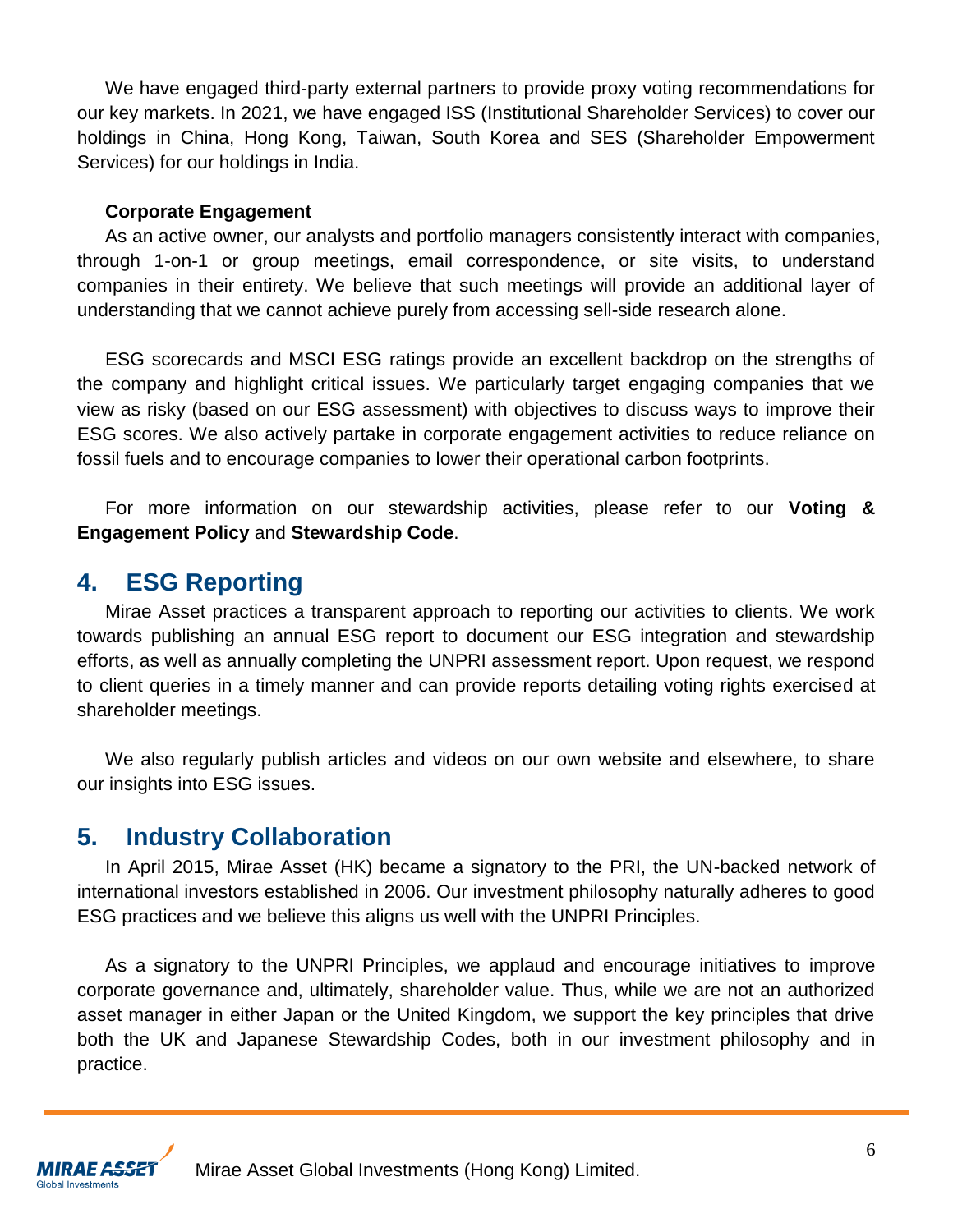We have engaged third-party external partners to provide proxy voting recommendations for our key markets. In 2021, we have engaged ISS (Institutional Shareholder Services) to cover our holdings in China, Hong Kong, Taiwan, South Korea and SES (Shareholder Empowerment Services) for our holdings in India.

**Corporate Engagement**

As an active owner, our analysts and portfolio managers consistently interact with companies, through 1-on-1 or group meetings, email correspondence, or site visits, to understand companies in their entirety. We believe that such meetings will provide an additional layer of understanding that we cannot achieve purely from accessing sell-side research alone.

ESG scorecards and MSCI ESG ratings provide an excellent backdrop on the strengths of the company and highlight critical issues. We particularly target engaging companies that we view as risky (based on our ESG assessment) with objectives to discuss ways to improve their ESG scores. We also actively partake in corporate engagement activities to reduce reliance on fossil fuels and to encourage companies to lower their operational carbon footprints.

For more information on our stewardship activities, please refer to our **Voting & Engagement Policy** and **Stewardship Code**.

## 4. ESG Reporting

Mirae Asset practices a transparent approach to reporting our activities to clients. We work towards publishing an annual ESG report to document our ESG integration and stewardship efforts, as well as annually completing the UNPRI assessment report. Upon request, we respond to client queries in a timely manner and can provide reports detailing voting rights exercised at shareholder meetings.

We also regularly publish articles and videos on our own website and elsewhere, to share our insights into ESG issues.

## 5. Industry Collaboration

In April 2015, Mirae Asset (HK) became a signatory to the PRI, the UN-backed network of international investors established in 2006. Our investment philosophy naturally adheres to good ESG practices and we believe this aligns us well with the UNPRI Principles.

As a signatory to the UNPRI Principles, we applaud and encourage initiatives to improve corporate governance and, ultimately, shareholder value. Thus, while we are not an authorized asset manager in either Japan or the United Kingdom, we support the key principles that drive both the UK and Japanese Stewardship Codes, both in our investment philosophy and in practice.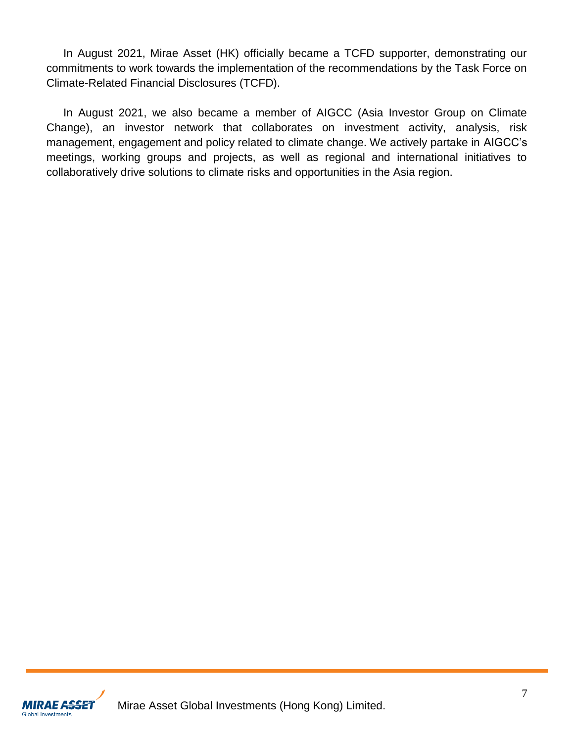In August 2021, Mirae Asset (HK) officially became a TCFD supporter, demonstrating our commitments to work towards the implementation of the recommendations by the Task Force on Climate-Related Financial Disclosures (TCFD).

In August 2021, we also became a member of AIGCC (Asia Investor Group on Climate Change), an investor network that collaborates on investment activity, analysis, risk management, engagement and policy related to climate change. We actively partake in AIGCC's meetings, working groups and projects, as well as regional and international initiatives to collaboratively drive solutions to climate risks and opportunities in the Asia region.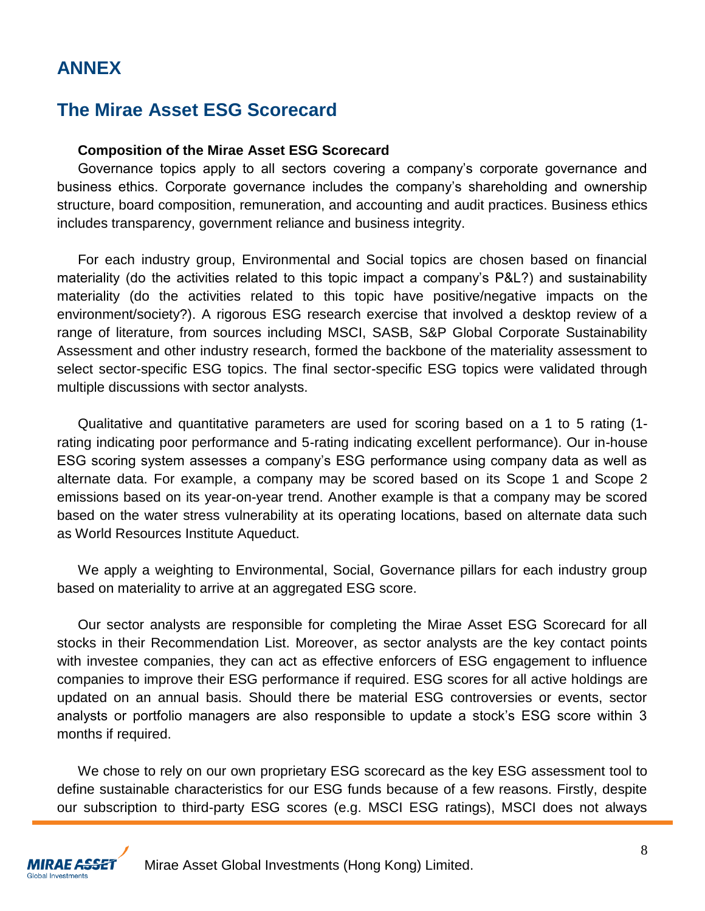# ANNEX

## The Mirae Asset ESG Scorecard

**Composition of the Mirae Asset ESG Scorecard**

Governance topics apply to all sectors covering a company's corporate governance and business ethics. Corporate governance includes the company's shareholding and ownership structure, board composition, remuneration, and accounting and audit practices. Business ethics includes transparency, government reliance and business integrity.

For each industry group, Environmental and Social topics are chosen based on financial materiality (do the activities related to this topic impact a company's P&L?) and sustainability materiality (do the activities related to this topic have positive/negative impacts on the environment/society?). A rigorous ESG research exercise that involved a desktop review of a range of literature, from sources including MSCI, SASB, S&P Global Corporate Sustainability Assessment and other industry research, formed the backbone of the materiality assessment to select sector-specific ESG topics. The final sector-specific ESG topics were validated through multiple discussions with sector analysts.

Qualitative and quantitative parameters are used for scoring based on a 1 to 5 rating (1-rating indicating poor performance and 5-rating indicating excellent performance). Our in-house ESG scoring system assesses a company's ESG performance using company data as well as alternate data. For example, a company may be scored based on its Scope 1 and Scope 2 emissions based on its year-on-year trend. Another example is that a company may be scored based on the water stress vulnerability at its operating locations, based on alternate data such as World Resources Institute Aqueduct.

We apply a weighting to Environmental, Social, Governance pillars for each industry group based on materiality to arrive at an aggregated ESG score.

Our sector analysts are responsible for completing the Mirae Asset ESG Scorecard for all stocks in their Recommendation List. Moreover, as sector analysts are the key contact points with investee companies, they can act as effective enforcers of ESG engagement to influence companies to improve their ESG performance if required. ESG scores for all active holdings are updated on an annual basis. Should there be material ESG controversies or events, sector analysts or portfolio managers are also responsible to update a stock's ESG score within 3 months if required.

We chose to rely on our own proprietary ESG scorecard as the key ESG assessment tool to define sustainable characteristics for our ESG funds because of a few reasons. Firstly, despite our subscription to third-party ESG scores (e.g. MSCI ESG ratings), MSCI does not always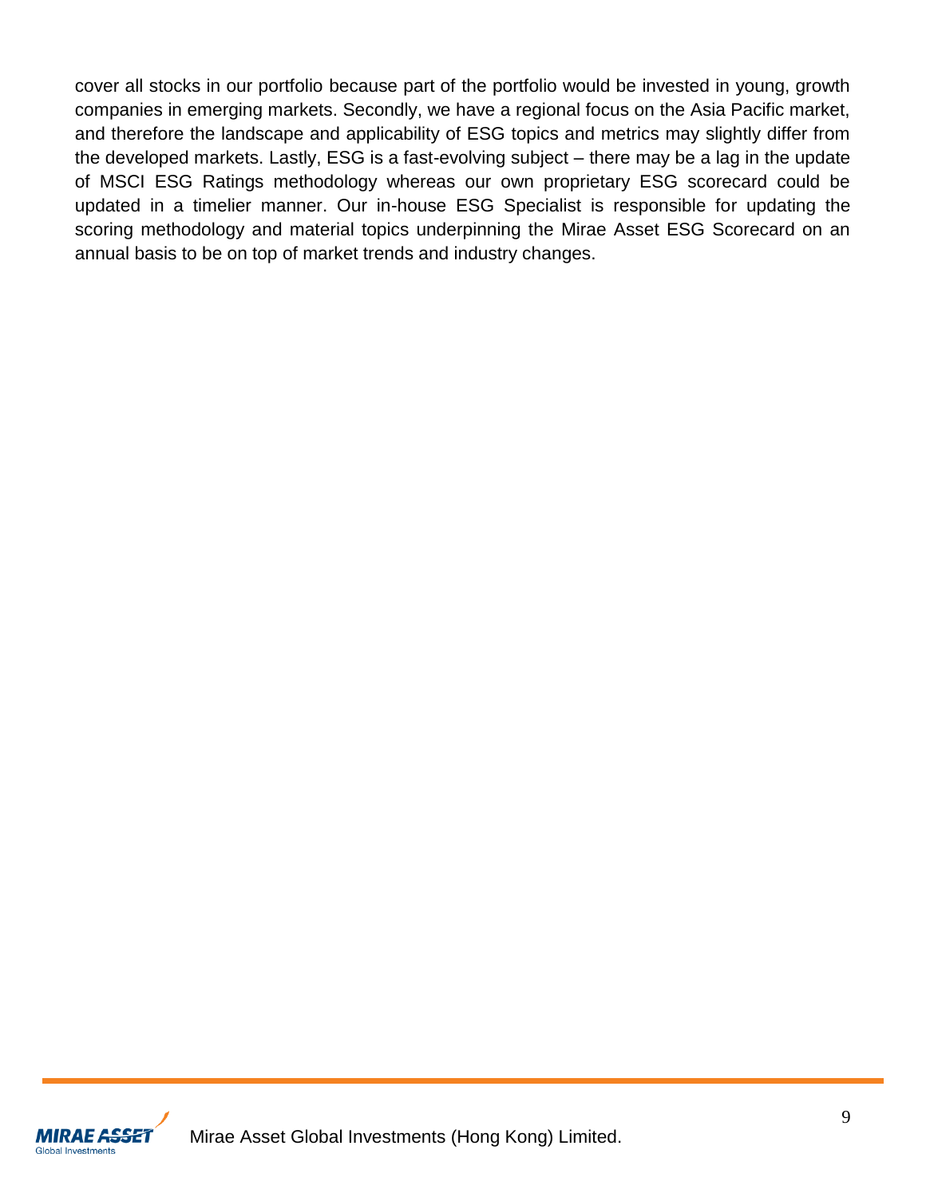cover all stocks in our portfolio because part of the portfolio would be invested in young, growth companies in emerging markets. Secondly, we have a regional focus on the Asia Pacific market, and therefore the landscape and applicability of ESG topics and metrics may slightly differ from the developed markets. Lastly, ESG is a fast-evolving subject – there may be a lag in the update of MSCI ESG Ratings methodology whereas our own proprietary ESG scorecard could be updated in a timelier manner. Our in-house ESG Specialist is responsible for updating the scoring methodology and material topics underpinning the Mirae Asset ESG Scorecard on an annual basis to be on top of market trends and industry changes.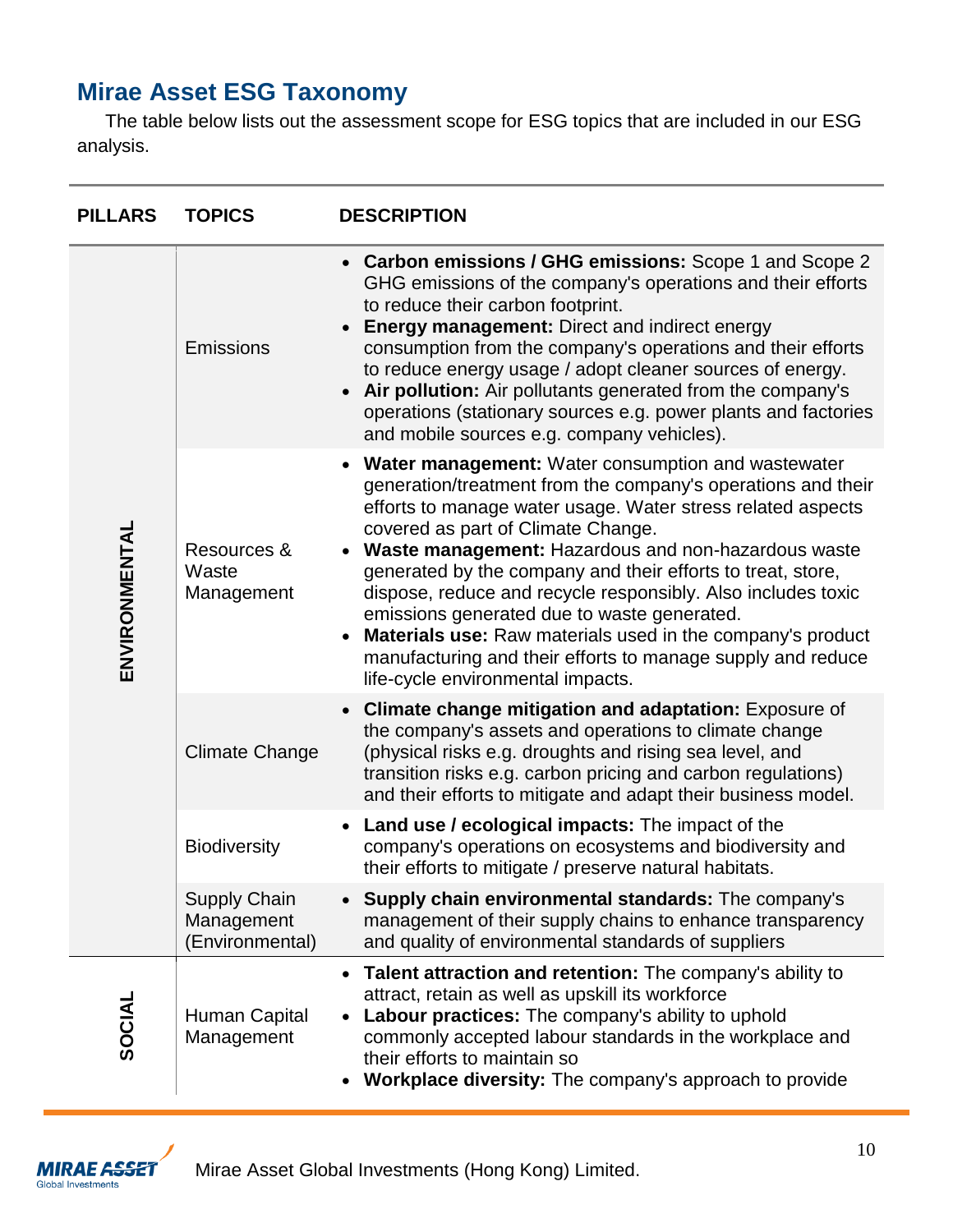## Mirae Asset ESG Taxonomy

The table below lists out the assessment scope for ESG topics that are included in our ESG analysis.

| PILLARS | TOPICS | DESCRIPTION |
|---|---|---|
| ENVIRONMENTAL | Emissions | • **Carbon emissions / GHG emissions:** Scope 1 and Scope 2 GHG emissions of the company's operations and their efforts to reduce their carbon footprint.<br>• **Energy management:** Direct and indirect energy consumption from the company's operations and their efforts to reduce energy usage / adopt cleaner sources of energy.<br>• **Air pollution:** Air pollutants generated from the company's operations (stationary sources e.g. power plants and factories and mobile sources e.g. company vehicles). |
| | Resources & Waste Management | • **Water management:** Water consumption and wastewater generation/treatment from the company's operations and their efforts to manage water usage. Water stress related aspects covered as part of Climate Change.<br>• **Waste management:** Hazardous and non-hazardous waste generated by the company and their efforts to treat, store, dispose, reduce and recycle responsibly. Also includes toxic emissions generated due to waste generated.<br>• **Materials use:** Raw materials used in the company's product manufacturing and their efforts to manage supply and reduce life-cycle environmental impacts. |
| | Climate Change | • **Climate change mitigation and adaptation:** Exposure of the company's assets and operations to climate change (physical risks e.g. droughts and rising sea level, and transition risks e.g. carbon pricing and carbon regulations) and their efforts to mitigate and adapt their business model. |
| | Biodiversity | • **Land use / ecological impacts:** The impact of the company's operations on ecosystems and biodiversity and their efforts to mitigate / preserve natural habitats. |
| | Supply Chain Management (Environmental) | • **Supply chain environmental standards:** The company's management of their supply chains to enhance transparency and quality of environmental standards of suppliers |
| SOCIAL | Human Capital Management | • **Talent attraction and retention:** The company's ability to attract, retain as well as upskill its workforce<br>• **Labour practices:** The company's ability to uphold commonly accepted labour standards in the workplace and their efforts to maintain so<br>• **Workplace diversity:** The company's approach to provide |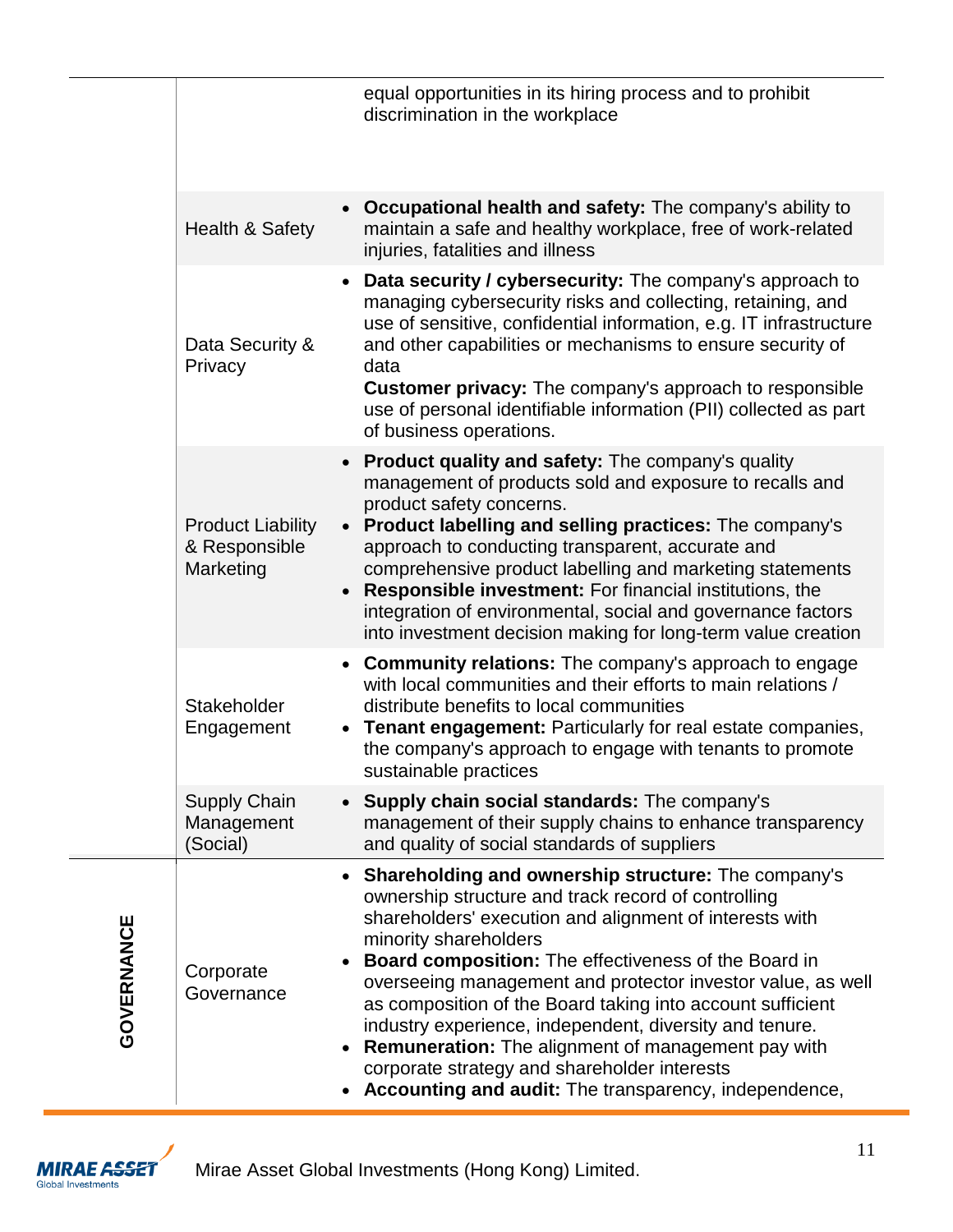| | | |
|---|---|---|
| | | equal opportunities in its hiring process and to prohibit discrimination in the workplace |
| | Health & Safety | • **Occupational health and safety:** The company's ability to maintain a safe and healthy workplace, free of work-related injuries, fatalities and illness |
| | Data Security & Privacy | • **Data security / cybersecurity:** The company's approach to managing cybersecurity risks and collecting, retaining, and use of sensitive, confidential information, e.g. IT infrastructure and other capabilities or mechanisms to ensure security of data<br>**Customer privacy:** The company's approach to responsible use of personal identifiable information (PII) collected as part of business operations. |
| | Product Liability & Responsible Marketing | • **Product quality and safety:** The company's quality management of products sold and exposure to recalls and product safety concerns.<br>• **Product labelling and selling practices:** The company's approach to conducting transparent, accurate and comprehensive product labelling and marketing statements<br>• **Responsible investment:** For financial institutions, the integration of environmental, social and governance factors into investment decision making for long-term value creation |
| | Stakeholder Engagement | • **Community relations:** The company's approach to engage with local communities and their efforts to main relations / distribute benefits to local communities<br>• **Tenant engagement:** Particularly for real estate companies, the company's approach to engage with tenants to promote sustainable practices |
| | Supply Chain Management (Social) | • **Supply chain social standards:** The company's management of their supply chains to enhance transparency and quality of social standards of suppliers |
| **GOVERNANCE** | Corporate Governance | • **Shareholding and ownership structure:** The company's ownership structure and track record of controlling shareholders' execution and alignment of interests with minority shareholders<br>• **Board composition:** The effectiveness of the Board in overseeing management and protector investor value, as well as composition of the Board taking into account sufficient industry experience, independent, diversity and tenure.<br>• **Remuneration:** The alignment of management pay with corporate strategy and shareholder interests<br>• **Accounting and audit:** The transparency, independence, |

Mirae Asset Global Investments (Hong Kong) Limited.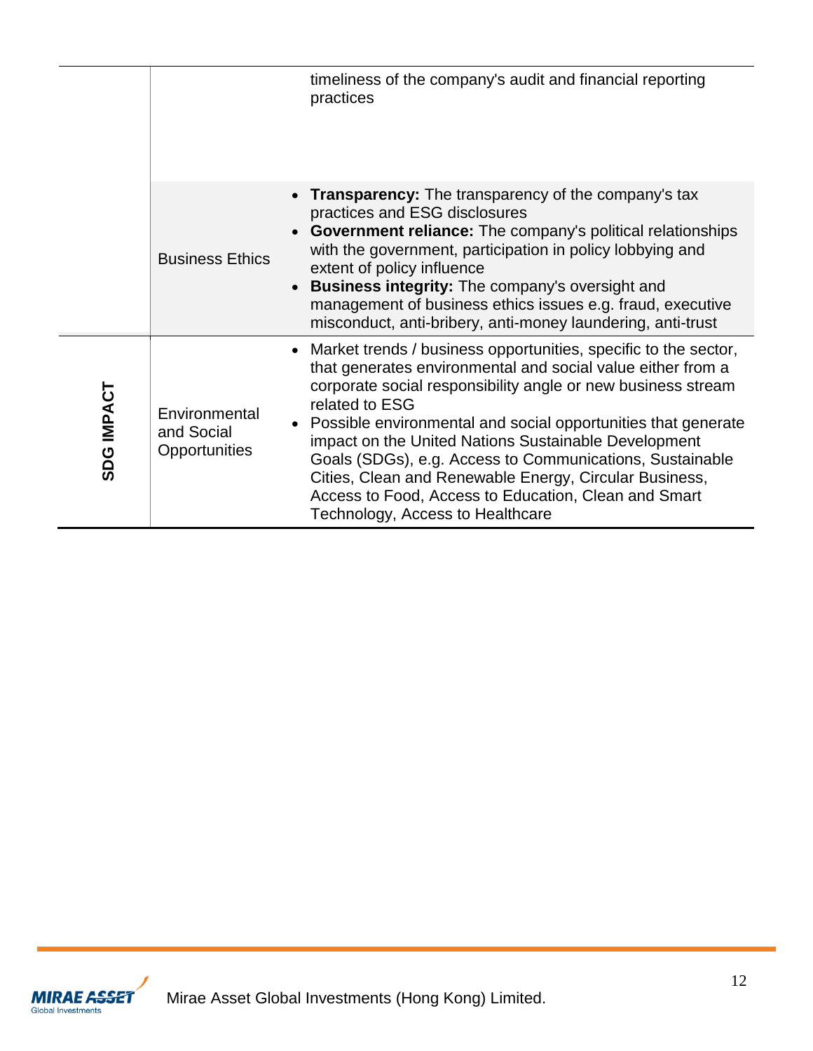| | | |
|---|---|---|
| | | timeliness of the company's audit and financial reporting practices |
| | Business Ethics | • **Transparency:** The transparency of the company's tax practices and ESG disclosures<br>• **Government reliance:** The company's political relationships with the government, participation in policy lobbying and extent of policy influence<br>• **Business integrity:** The company's oversight and management of business ethics issues e.g. fraud, executive misconduct, anti-bribery, anti-money laundering, anti-trust |
| **SDG IMPACT** | Environmental and Social Opportunities | • Market trends / business opportunities, specific to the sector, that generates environmental and social value either from a corporate social responsibility angle or new business stream related to ESG<br>• Possible environmental and social opportunities that generate impact on the United Nations Sustainable Development Goals (SDGs), e.g. Access to Communications, Sustainable Cities, Clean and Renewable Energy, Circular Business, Access to Food, Access to Education, Clean and Smart Technology, Access to Healthcare |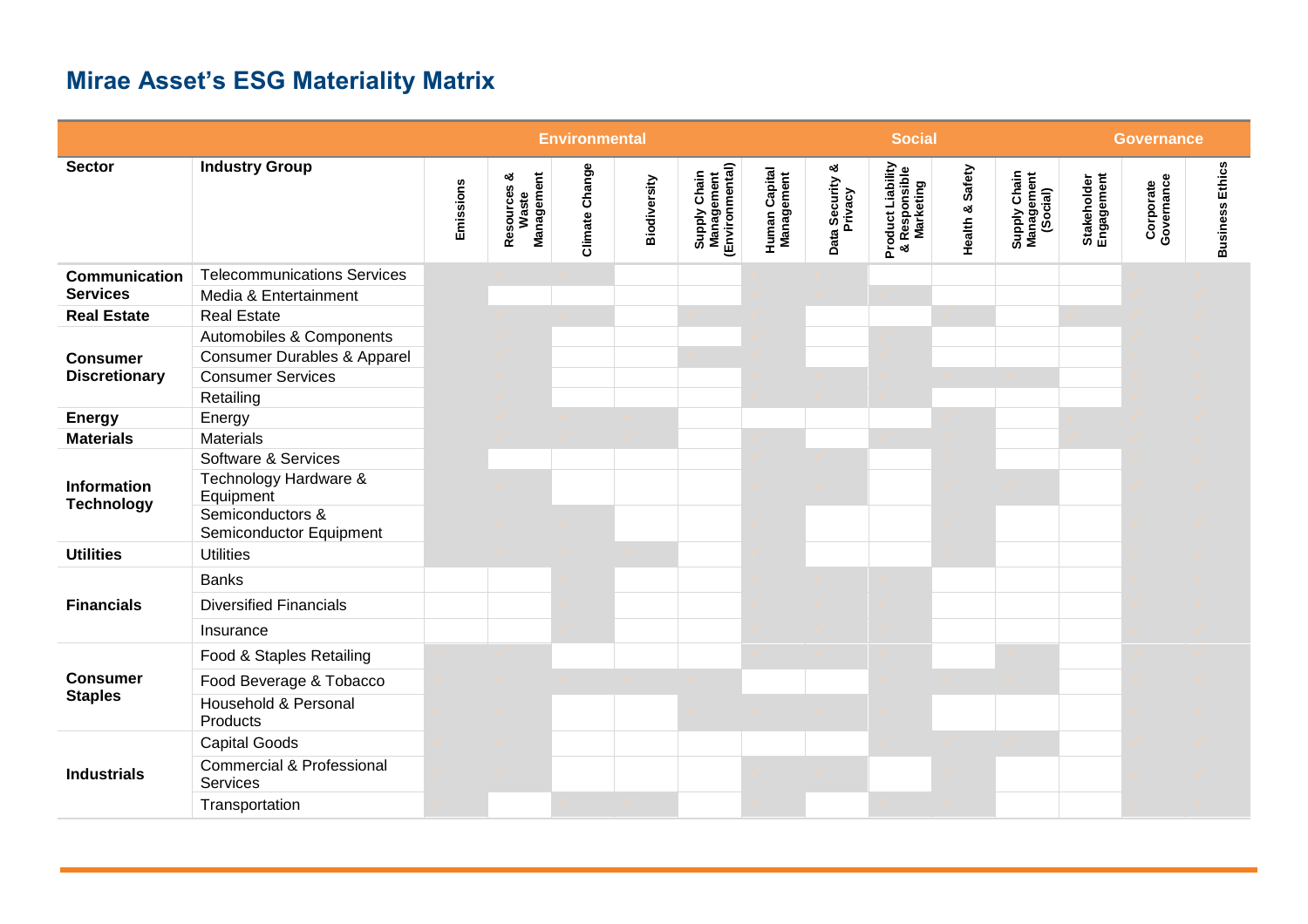## Mirae Asset's ESG Materiality Matrix

| | | Environmental | | | | | Social | | | | | Governance | | |
|---|---|---|---|---|---|---|---|---|---|---|---|---|---|---|
| **Sector** | **Industry Group** | **Emissions** | **Resources & Waste Management** | **Climate Change** | **Biodiversity** | **Supply Chain Management (Environmental)** | **Human Capital Management** | **Data Security & Privacy** | **Product Liability & Responsible Marketing** | **Health & Safety** | **Supply Chain Management (Social)** | **Stakeholder Engagement** | **Corporate Governance** | **Business Ethics** |
| **Communication Services** | Telecommunications Services | ✓ | ✓ | ✓ | | | ✓ | ✓ | | | | | ✓ | ✓ |
| | Media & Entertainment | ✓ | | | | | ✓ | ✓ | ✓ | | | | ✓ | ✓ |
| **Real Estate** | Real Estate | ✓ | ✓ | ✓ | | ✓ | ✓ | | | ✓ | | ✓ | ✓ | ✓ |
| **Consumer Discretionary** | Automobiles & Components | ✓ | ✓ | | | | ✓ | | ✓ | | | | ✓ | ✓ |
| | Consumer Durables & Apparel | ✓ | ✓ | | | ✓ | ✓ | | ✓ | | | | ✓ | ✓ |
| | Consumer Services | ✓ | ✓ | | | | ✓ | ✓ | ✓ | ✓ | ✓ | | ✓ | ✓ |
| | Retailing | ✓ | ✓ | | | | ✓ | ✓ | ✓ | | | | ✓ | ✓ |
| **Energy** | Energy | ✓ | ✓ | ✓ | ✓ | | | | | ✓ | | ✓ | ✓ | ✓ |
| **Materials** | Materials | ✓ | ✓ | ✓ | ✓ | | ✓ | | ✓ | ✓ | | ✓ | ✓ | ✓ |
| **Information Technology** | Software & Services | ✓ | | | | | ✓ | ✓ | | ✓ | | | ✓ | ✓ |
| | Technology Hardware & Equipment | ✓ | ✓ | | | | ✓ | ✓ | | ✓ | ✓ | | ✓ | ✓ |
| | Semiconductors & Semiconductor Equipment | ✓ | ✓ | ✓ | | | ✓ | | | ✓ | | | ✓ | ✓ |
| **Utilities** | Utilities | ✓ | ✓ | ✓ | ✓ | | ✓ | | | ✓ | | | ✓ | ✓ |
| **Financials** | Banks | | | ✓ | | | ✓ | ✓ | ✓ | | | | ✓ | ✓ |
| | Diversified Financials | | | ✓ | | | ✓ | ✓ | ✓ | | | | ✓ | ✓ |
| | Insurance | | | ✓ | | | ✓ | ✓ | ✓ | | | | ✓ | ✓ |
| **Consumer Staples** | Food & Staples Retailing | ✓ | ✓ | | | | ✓ | ✓ | ✓ | | ✓ | | ✓ | ✓ |
| | Food Beverage & Tobacco | ✓ | ✓ | ✓ | ✓ | ✓ | | | ✓ | ✓ | ✓ | | ✓ | ✓ |
| | Household & Personal Products | ✓ | ✓ | | | ✓ | ✓ | ✓ | ✓ | | | | ✓ | ✓ |
| **Industrials** | Capital Goods | ✓ | ✓ | | | | | | ✓ | ✓ | ✓ | | ✓ | ✓ |
| | Commercial & Professional Services | ✓ | ✓ | | | | ✓ | ✓ | | ✓ | | | ✓ | ✓ |
| | Transportation | ✓ | | ✓ | ✓ | | ✓ | | ✓ | ✓ | | | ✓ | ✓ |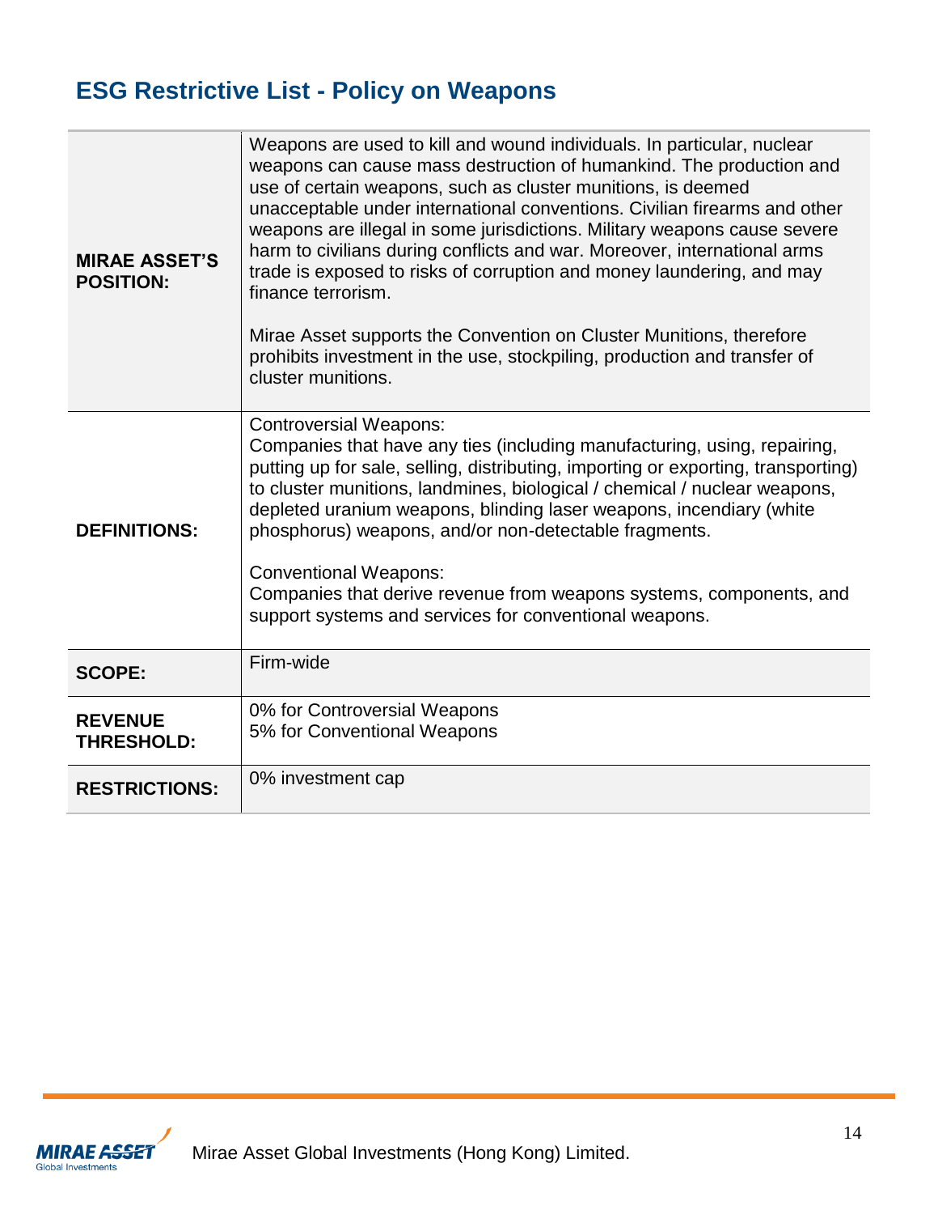## ESG Restrictive List - Policy on Weapons

| | |
|---|---|
| **MIRAE ASSET'S POSITION:** | Weapons are used to kill and wound individuals. In particular, nuclear weapons can cause mass destruction of humankind. The production and use of certain weapons, such as cluster munitions, is deemed unacceptable under international conventions. Civilian firearms and other weapons are illegal in some jurisdictions. Military weapons cause severe harm to civilians during conflicts and war. Moreover, international arms trade is exposed to risks of corruption and money laundering, and may finance terrorism.<br><br>Mirae Asset supports the Convention on Cluster Munitions, therefore prohibits investment in the use, stockpiling, production and transfer of cluster munitions. |
| **DEFINITIONS:** | Controversial Weapons:<br>Companies that have any ties (including manufacturing, using, repairing, putting up for sale, selling, distributing, importing or exporting, transporting) to cluster munitions, landmines, biological / chemical / nuclear weapons, depleted uranium weapons, blinding laser weapons, incendiary (white phosphorus) weapons, and/or non-detectable fragments.<br><br>Conventional Weapons:<br>Companies that derive revenue from weapons systems, components, and support systems and services for conventional weapons. |
| **SCOPE:** | Firm-wide |
| **REVENUE THRESHOLD:** | 0% for Controversial Weapons<br>5% for Conventional Weapons |
| **RESTRICTIONS:** | 0% investment cap |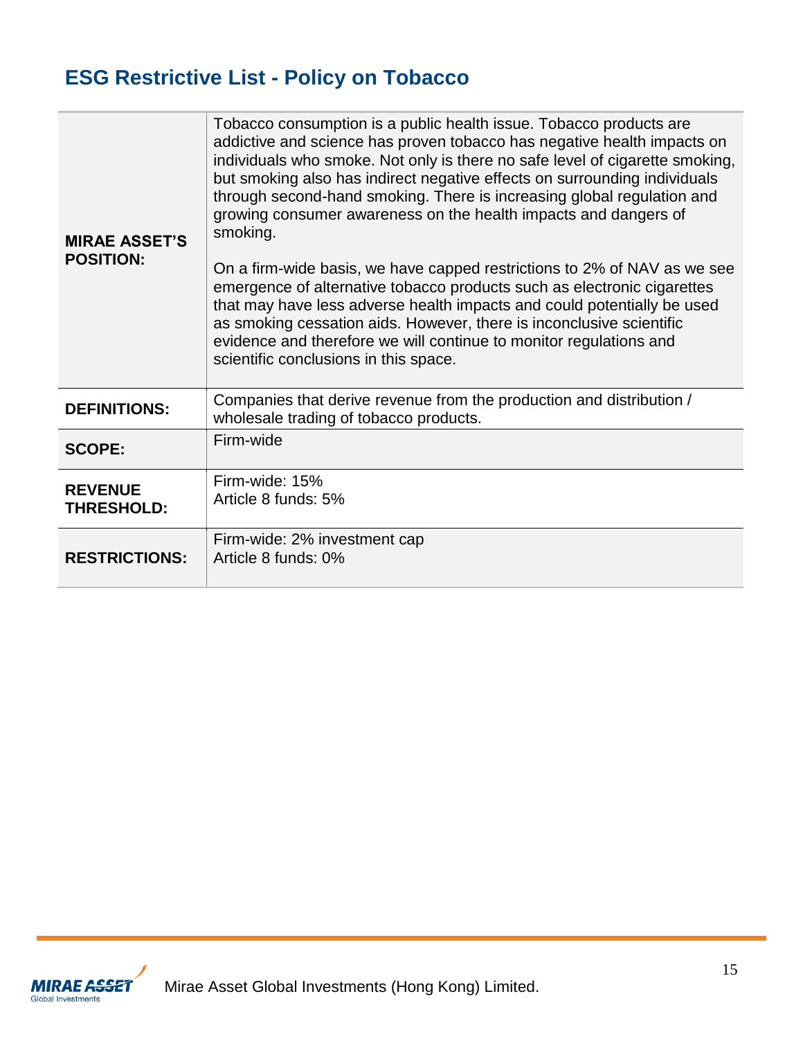## ESG Restrictive List - Policy on Tobacco

| | |
|---|---|
| **MIRAE ASSET'S POSITION:** | Tobacco consumption is a public health issue. Tobacco products are addictive and science has proven tobacco has negative health impacts on individuals who smoke. Not only is there no safe level of cigarette smoking, but smoking also has indirect negative effects on surrounding individuals through second-hand smoking. There is increasing global regulation and growing consumer awareness on the health impacts and dangers of smoking.<br><br>On a firm-wide basis, we have capped restrictions to 2% of NAV as we see emergence of alternative tobacco products such as electronic cigarettes that may have less adverse health impacts and could potentially be used as smoking cessation aids. However, there is inconclusive scientific evidence and therefore we will continue to monitor regulations and scientific conclusions in this space. |
| **DEFINITIONS:** | Companies that derive revenue from the production and distribution / wholesale trading of tobacco products. |
| **SCOPE:** | Firm-wide |
| **REVENUE THRESHOLD:** | Firm-wide: 15%<br>Article 8 funds: 5% |
| **RESTRICTIONS:** | Firm-wide: 2% investment cap<br>Article 8 funds: 0% |

Mirae Asset Global Investments (Hong Kong) Limited.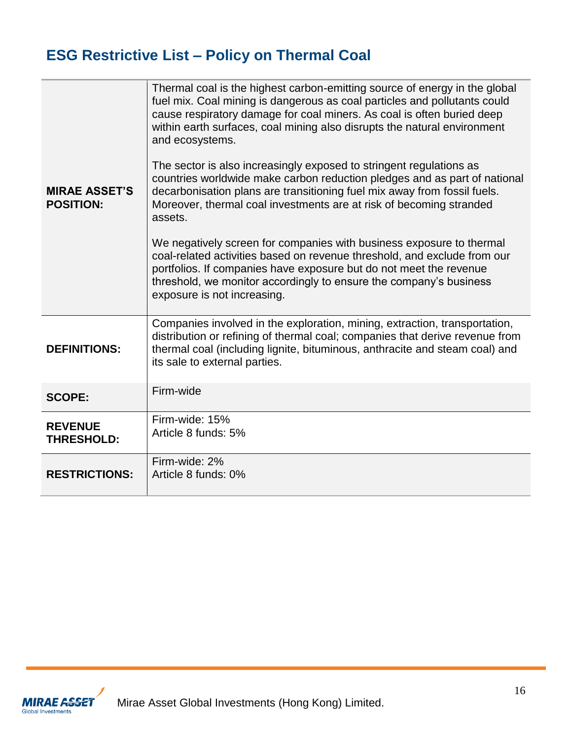## ESG Restrictive List – Policy on Thermal Coal

| | |
|---|---|
| **MIRAE ASSET'S POSITION:** | Thermal coal is the highest carbon-emitting source of energy in the global fuel mix. Coal mining is dangerous as coal particles and pollutants could cause respiratory damage for coal miners. As coal is often buried deep within earth surfaces, coal mining also disrupts the natural environment and ecosystems.<br><br>The sector is also increasingly exposed to stringent regulations as countries worldwide make carbon reduction pledges and as part of national decarbonisation plans are transitioning fuel mix away from fossil fuels. Moreover, thermal coal investments are at risk of becoming stranded assets.<br><br>We negatively screen for companies with business exposure to thermal coal-related activities based on revenue threshold, and exclude from our portfolios. If companies have exposure but do not meet the revenue threshold, we monitor accordingly to ensure the company's business exposure is not increasing. |
| **DEFINITIONS:** | Companies involved in the exploration, mining, extraction, transportation, distribution or refining of thermal coal; companies that derive revenue from thermal coal (including lignite, bituminous, anthracite and steam coal) and its sale to external parties. |
| **SCOPE:** | Firm-wide |
| **REVENUE THRESHOLD:** | Firm-wide: 15%<br>Article 8 funds: 5% |
| **RESTRICTIONS:** | Firm-wide: 2%<br>Article 8 funds: 0% |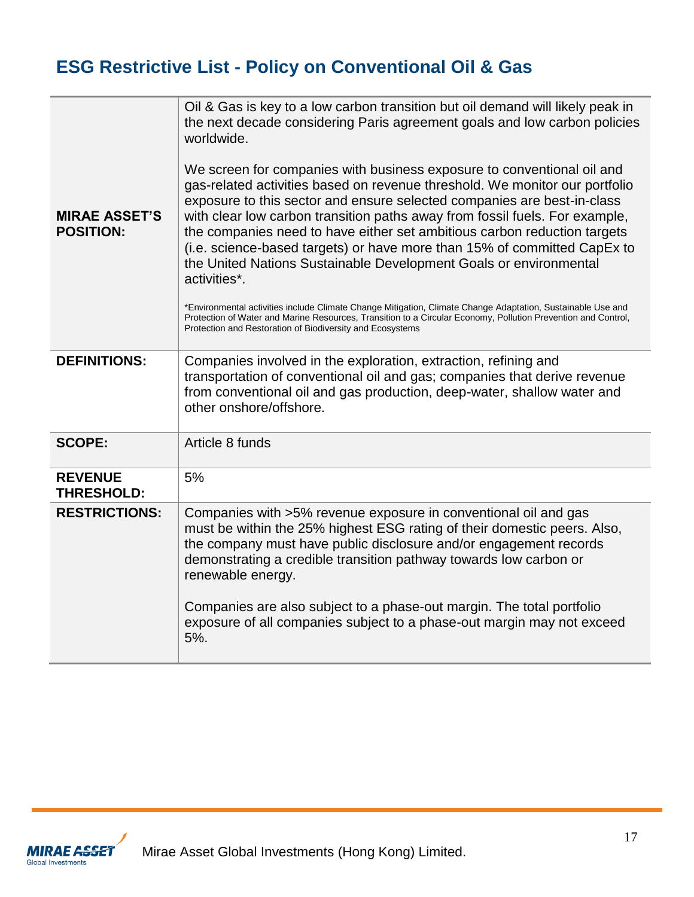## ESG Restrictive List - Policy on Conventional Oil & Gas

| | |
|---|---|
| **MIRAE ASSET'S POSITION:** | Oil & Gas is key to a low carbon transition but oil demand will likely peak in the next decade considering Paris agreement goals and low carbon policies worldwide.<br><br>We screen for companies with business exposure to conventional oil and gas-related activities based on revenue threshold. We monitor our portfolio exposure to this sector and ensure selected companies are best-in-class with clear low carbon transition paths away from fossil fuels. For example, the companies need to have either set ambitious carbon reduction targets (i.e. science-based targets) or have more than 15% of committed CapEx to the United Nations Sustainable Development Goals or environmental activities*.<br><br>*Environmental activities include Climate Change Mitigation, Climate Change Adaptation, Sustainable Use and Protection of Water and Marine Resources, Transition to a Circular Economy, Pollution Prevention and Control, Protection and Restoration of Biodiversity and Ecosystems |
| **DEFINITIONS:** | Companies involved in the exploration, extraction, refining and transportation of conventional oil and gas; companies that derive revenue from conventional oil and gas production, deep-water, shallow water and other onshore/offshore. |
| **SCOPE:** | Article 8 funds |
| **REVENUE THRESHOLD:** | 5% |
| **RESTRICTIONS:** | Companies with >5% revenue exposure in conventional oil and gas must be within the 25% highest ESG rating of their domestic peers. Also, the company must have public disclosure and/or engagement records demonstrating a credible transition pathway towards low carbon or renewable energy.<br><br>Companies are also subject to a phase-out margin. The total portfolio exposure of all companies subject to a phase-out margin may not exceed 5%. |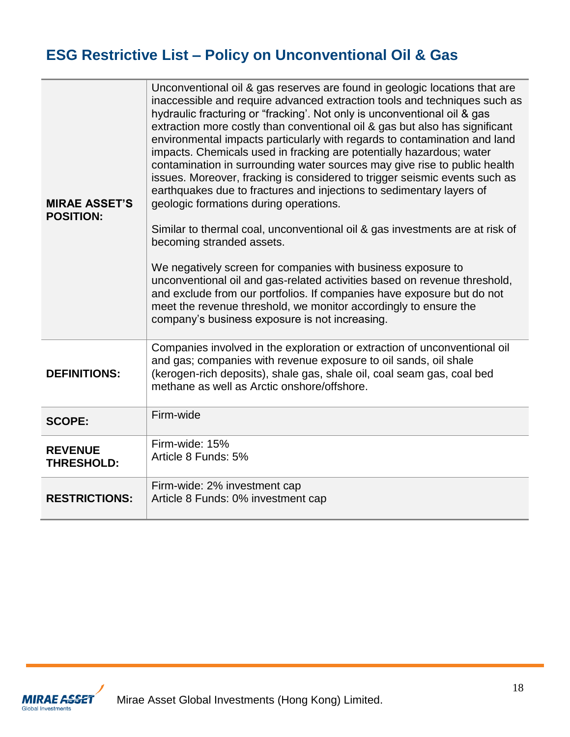## ESG Restrictive List – Policy on Unconventional Oil & Gas

| | |
|---|---|
| **MIRAE ASSET'S POSITION:** | Unconventional oil & gas reserves are found in geologic locations that are inaccessible and require advanced extraction tools and techniques such as hydraulic fracturing or "fracking'. Not only is unconventional oil & gas extraction more costly than conventional oil & gas but also has significant environmental impacts particularly with regards to contamination and land impacts. Chemicals used in fracking are potentially hazardous; water contamination in surrounding water sources may give rise to public health issues. Moreover, fracking is considered to trigger seismic events such as earthquakes due to fractures and injections to sedimentary layers of geologic formations during operations.<br><br>Similar to thermal coal, unconventional oil & gas investments are at risk of becoming stranded assets.<br><br>We negatively screen for companies with business exposure to unconventional oil and gas-related activities based on revenue threshold, and exclude from our portfolios. If companies have exposure but do not meet the revenue threshold, we monitor accordingly to ensure the company's business exposure is not increasing. |
| **DEFINITIONS:** | Companies involved in the exploration or extraction of unconventional oil and gas; companies with revenue exposure to oil sands, oil shale (kerogen-rich deposits), shale gas, shale oil, coal seam gas, coal bed methane as well as Arctic onshore/offshore. |
| **SCOPE:** | Firm-wide |
| **REVENUE THRESHOLD:** | Firm-wide: 15%<br>Article 8 Funds: 5% |
| **RESTRICTIONS:** | Firm-wide: 2% investment cap<br>Article 8 Funds: 0% investment cap |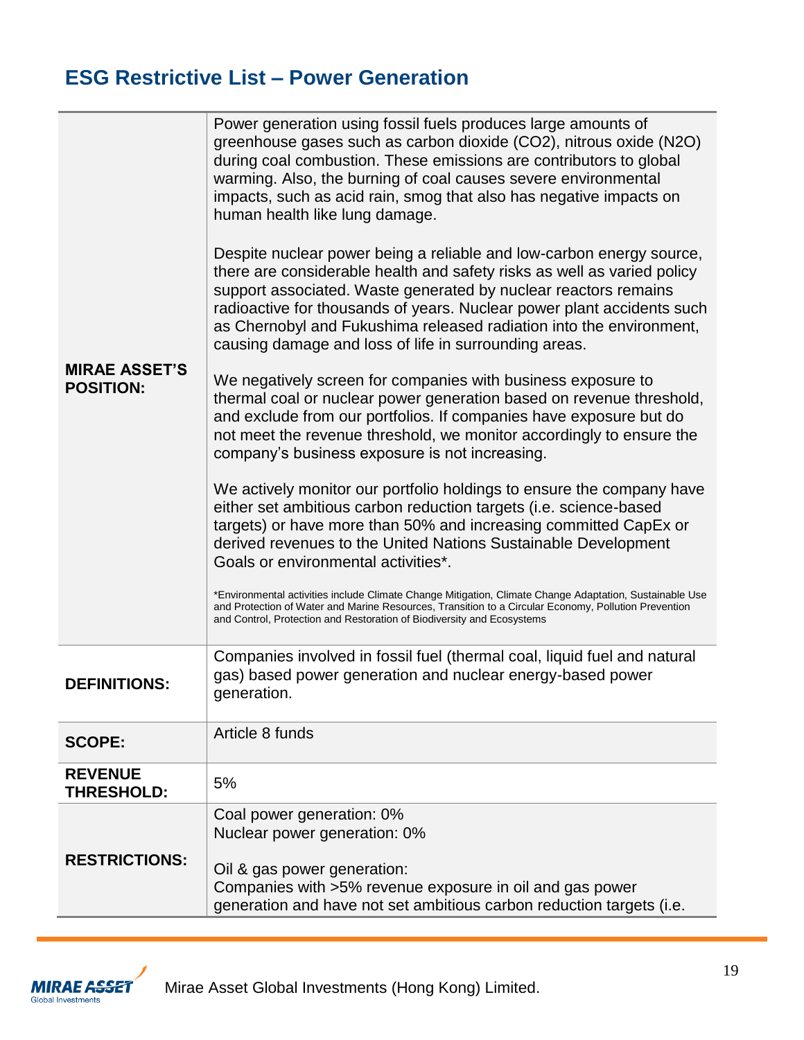## ESG Restrictive List – Power Generation

| | |
|---|---|
| **MIRAE ASSET'S POSITION:** | Power generation using fossil fuels produces large amounts of greenhouse gases such as carbon dioxide ($CO_2$), nitrous oxide ($N_2O$) during coal combustion. These emissions are contributors to global warming. Also, the burning of coal causes severe environmental impacts, such as acid rain, smog that also has negative impacts on human health like lung damage.<br><br>Despite nuclear power being a reliable and low-carbon energy source, there are considerable health and safety risks as well as varied policy support associated. Waste generated by nuclear reactors remains radioactive for thousands of years. Nuclear power plant accidents such as Chernobyl and Fukushima released radiation into the environment, causing damage and loss of life in surrounding areas.<br><br>We negatively screen for companies with business exposure to thermal coal or nuclear power generation based on revenue threshold, and exclude from our portfolios. If companies have exposure but do not meet the revenue threshold, we monitor accordingly to ensure the company's business exposure is not increasing.<br><br>We actively monitor our portfolio holdings to ensure the company have either set ambitious carbon reduction targets (i.e. science-based targets) or have more than 50% and increasing committed CapEx or derived revenues to the United Nations Sustainable Development Goals or environmental activities*.<br><br>*Environmental activities include Climate Change Mitigation, Climate Change Adaptation, Sustainable Use and Protection of Water and Marine Resources, Transition to a Circular Economy, Pollution Prevention and Control, Protection and Restoration of Biodiversity and Ecosystems |
| **DEFINITIONS:** | Companies involved in fossil fuel (thermal coal, liquid fuel and natural gas) based power generation and nuclear energy-based power generation. |
| **SCOPE:** | Article 8 funds |
| **REVENUE THRESHOLD:** | 5% |
| **RESTRICTIONS:** | Coal power generation: 0%<br>Nuclear power generation: 0%<br><br>Oil & gas power generation:<br>Companies with >5% revenue exposure in oil and gas power generation and have not set ambitious carbon reduction targets (i.e. |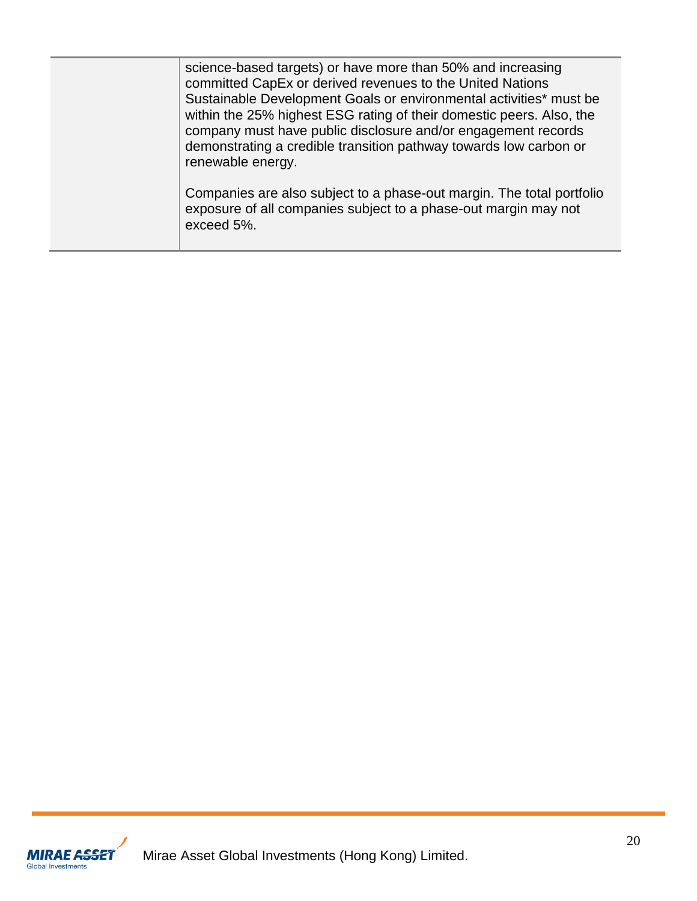|  | science-based targets) or have more than 50% and increasing committed CapEx or derived revenues to the United Nations Sustainable Development Goals or environmental activities* must be within the 25% highest ESG rating of their domestic peers. Also, the company must have public disclosure and/or engagement records demonstrating a credible transition pathway towards low carbon or renewable energy.<br><br>Companies are also subject to a phase-out margin. The total portfolio exposure of all companies subject to a phase-out margin may not exceed 5%. |
|---|---|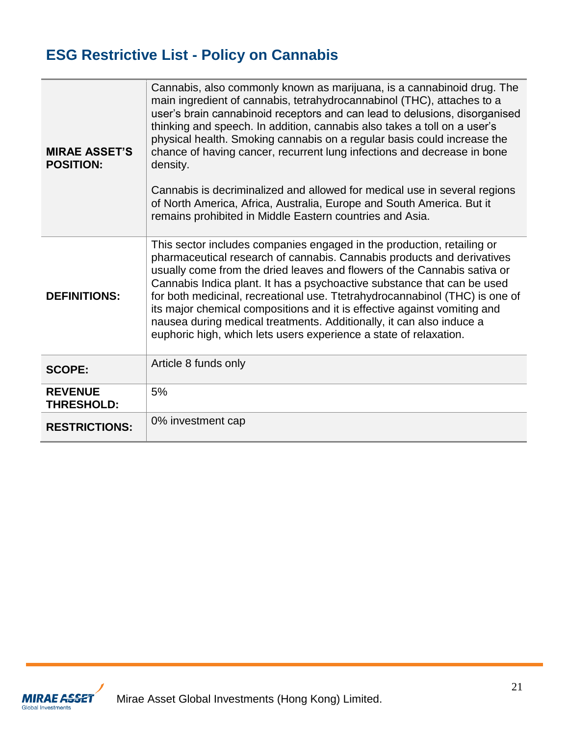# ESG Restrictive List - Policy on Cannabis

| | |
|---|---|
| **MIRAE ASSET'S POSITION:** | Cannabis, also commonly known as marijuana, is a cannabinoid drug. The main ingredient of cannabis, tetrahydrocannabinol (THC), attaches to a user's brain cannabinoid receptors and can lead to delusions, disorganised thinking and speech. In addition, cannabis also takes a toll on a user's physical health. Smoking cannabis on a regular basis could increase the chance of having cancer, recurrent lung infections and decrease in bone density.<br><br>Cannabis is decriminalized and allowed for medical use in several regions of North America, Africa, Australia, Europe and South America. But it remains prohibited in Middle Eastern countries and Asia. |
| **DEFINITIONS:** | This sector includes companies engaged in the production, retailing or pharmaceutical research of cannabis. Cannabis products and derivatives usually come from the dried leaves and flowers of the Cannabis sativa or Cannabis Indica plant. It has a psychoactive substance that can be used for both medicinal, recreational use. Ttetrahydrocannabinol (THC) is one of its major chemical compositions and it is effective against vomiting and nausea during medical treatments. Additionally, it can also induce a euphoric high, which lets users experience a state of relaxation. |
| **SCOPE:** | Article 8 funds only |
| **REVENUE THRESHOLD:** | 5% |
| **RESTRICTIONS:** | 0% investment cap |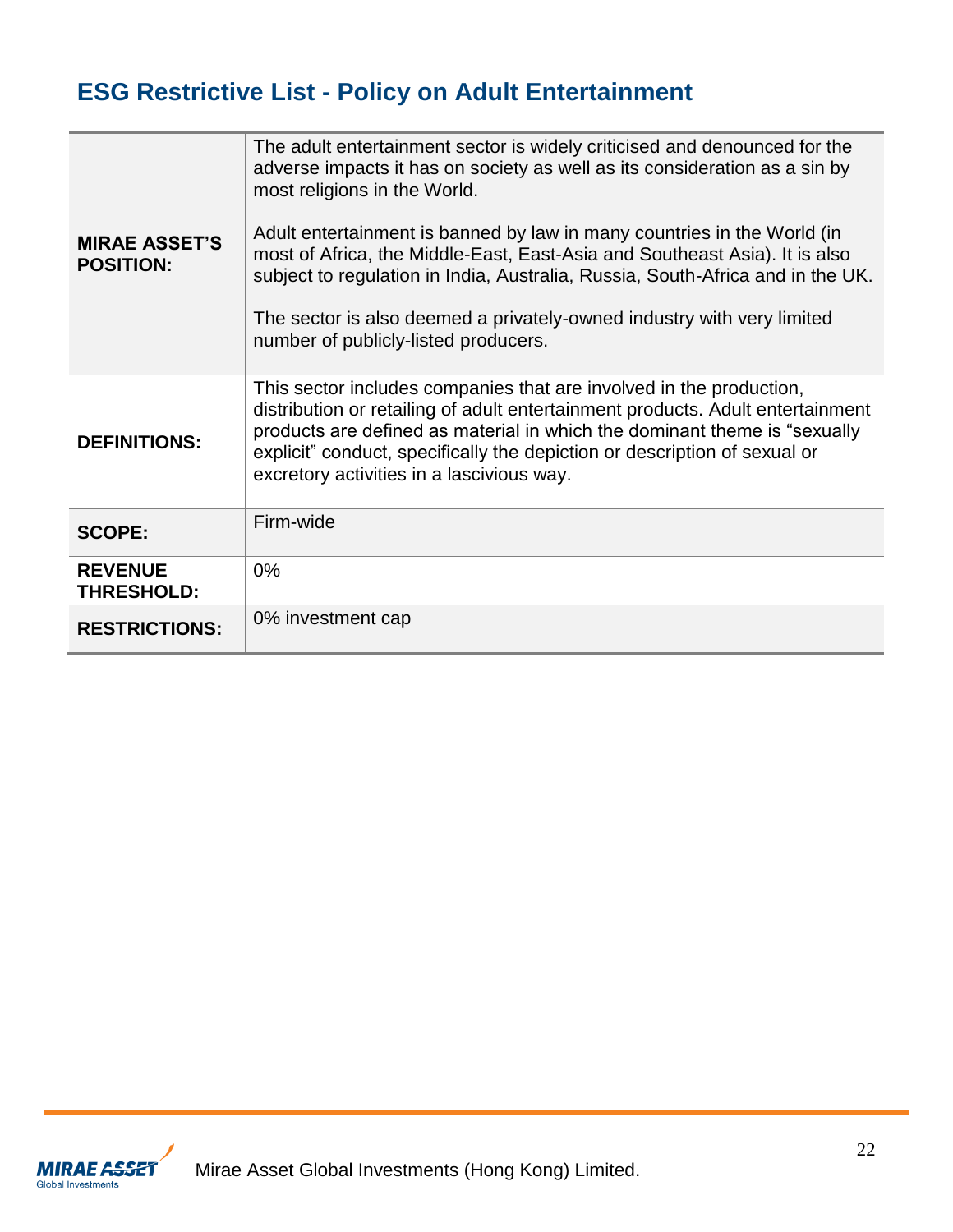## ESG Restrictive List - Policy on Adult Entertainment

| | |
|---|---|
| **MIRAE ASSET'S POSITION:** | The adult entertainment sector is widely criticised and denounced for the adverse impacts it has on society as well as its consideration as a sin by most religions in the World.<br><br>Adult entertainment is banned by law in many countries in the World (in most of Africa, the Middle-East, East-Asia and Southeast Asia). It is also subject to regulation in India, Australia, Russia, South-Africa and in the UK.<br><br>The sector is also deemed a privately-owned industry with very limited number of publicly-listed producers. |
| **DEFINITIONS:** | This sector includes companies that are involved in the production, distribution or retailing of adult entertainment products. Adult entertainment products are defined as material in which the dominant theme is "sexually explicit" conduct, specifically the depiction or description of sexual or excretory activities in a lascivious way. |
| **SCOPE:** | Firm-wide |
| **REVENUE THRESHOLD:** | 0% |
| **RESTRICTIONS:** | 0% investment cap |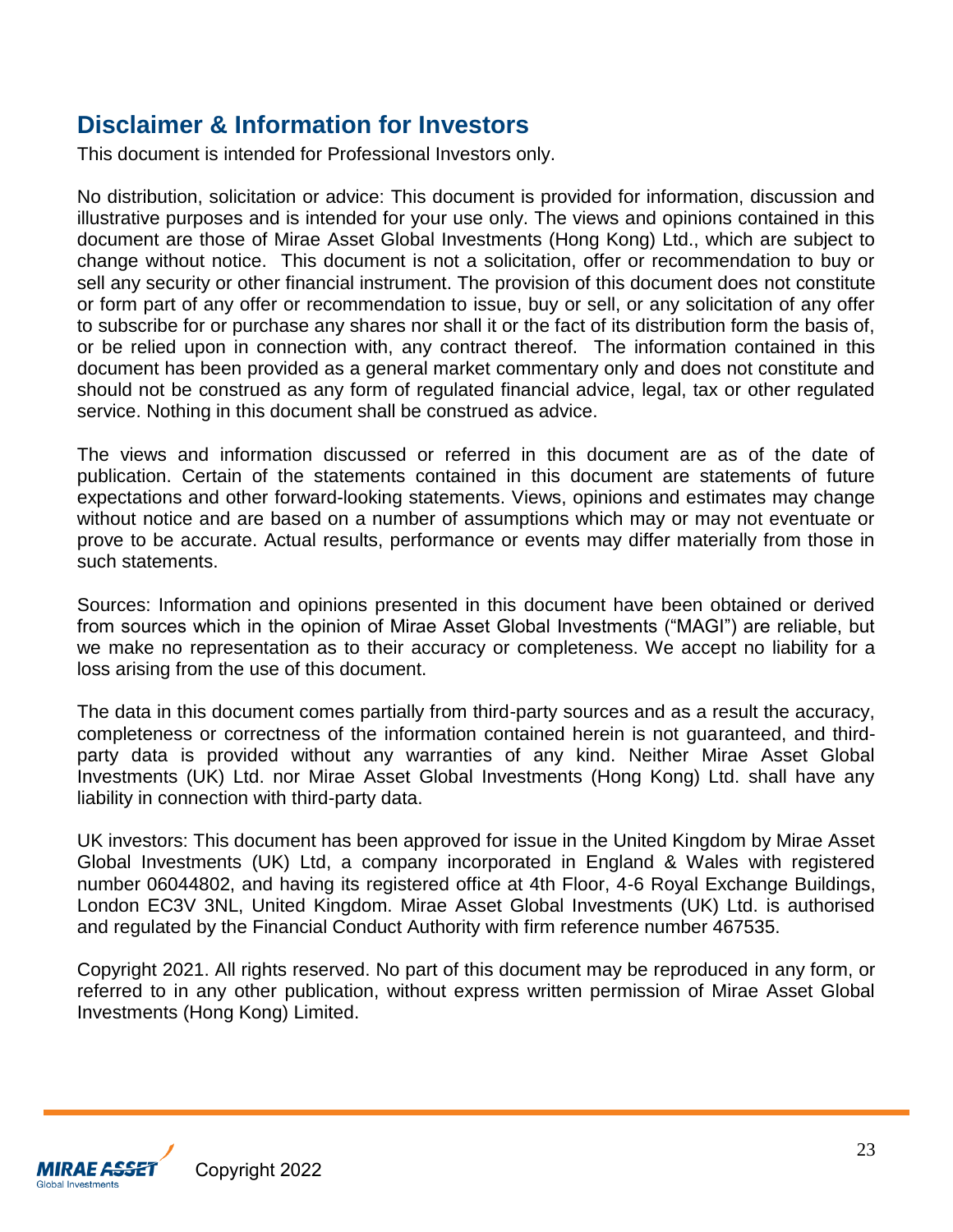## Disclaimer & Information for Investors

This document is intended for Professional Investors only.

No distribution, solicitation or advice: This document is provided for information, discussion and illustrative purposes and is intended for your use only. The views and opinions contained in this document are those of Mirae Asset Global Investments (Hong Kong) Ltd., which are subject to change without notice. This document is not a solicitation, offer or recommendation to buy or sell any security or other financial instrument. The provision of this document does not constitute or form part of any offer or recommendation to issue, buy or sell, or any solicitation of any offer to subscribe for or purchase any shares nor shall it or the fact of its distribution form the basis of, or be relied upon in connection with, any contract thereof. The information contained in this document has been provided as a general market commentary only and does not constitute and should not be construed as any form of regulated financial advice, legal, tax or other regulated service. Nothing in this document shall be construed as advice.

The views and information discussed or referred in this document are as of the date of publication. Certain of the statements contained in this document are statements of future expectations and other forward-looking statements. Views, opinions and estimates may change without notice and are based on a number of assumptions which may or may not eventuate or prove to be accurate. Actual results, performance or events may differ materially from those in such statements.

Sources: Information and opinions presented in this document have been obtained or derived from sources which in the opinion of Mirae Asset Global Investments ("MAGI") are reliable, but we make no representation as to their accuracy or completeness. We accept no liability for a loss arising from the use of this document.

The data in this document comes partially from third-party sources and as a result the accuracy, completeness or correctness of the information contained herein is not guaranteed, and third-party data is provided without any warranties of any kind. Neither Mirae Asset Global Investments (UK) Ltd. nor Mirae Asset Global Investments (Hong Kong) Ltd. shall have any liability in connection with third-party data.

UK investors: This document has been approved for issue in the United Kingdom by Mirae Asset Global Investments (UK) Ltd, a company incorporated in England & Wales with registered number 06044802, and having its registered office at 4th Floor, 4-6 Royal Exchange Buildings, London EC3V 3NL, United Kingdom. Mirae Asset Global Investments (UK) Ltd. is authorised and regulated by the Financial Conduct Authority with firm reference number 467535.

Copyright 2021. All rights reserved. No part of this document may be reproduced in any form, or referred to in any other publication, without express written permission of Mirae Asset Global Investments (Hong Kong) Limited.